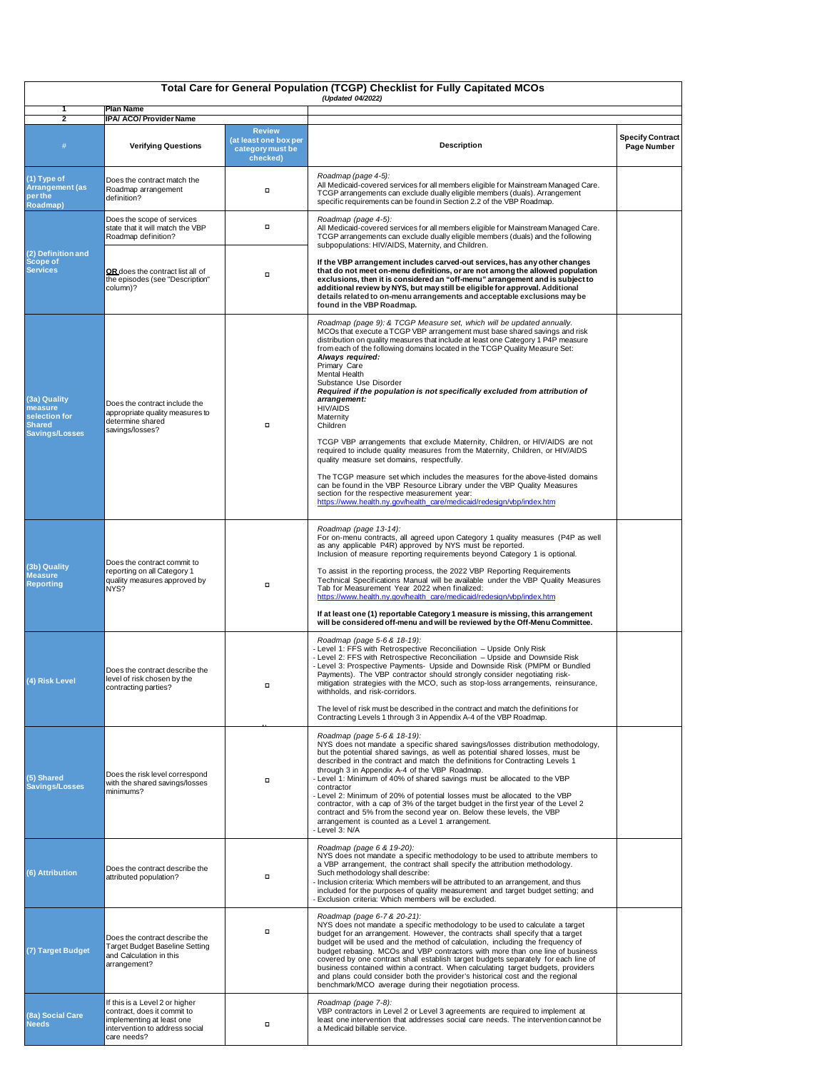# Total Care for General Population (TCGP) Checklist for Fully Capitated MCOs

*(Updated 04/2022)*

| 1 | Plan Name | | | |
|---|---|---|---|---|
| **2** | **IPA/ ACO/ Provider Name** | | | |
| **#** | **Verifying Questions** | **Review (at least one box per category must be checked)** | **Description** | **Specify Contract Page Number** |
| **(1) Type of Arrangement (as per the Roadmap)** | Does the contract match the Roadmap arrangement definition? | ☐ | *Roadmap (page 4-5):* All Medicaid-covered services for all members eligible for Mainstream Managed Care. TCGP arrangements can exclude dually eligible members (duals). Arrangement specific requirements can be found in Section 2.2 of the VBP Roadmap. | |
| **(2) Definition and Scope of Services** | Does the scope of services state that it will match the VBP Roadmap definition? | ☐ | *Roadmap (page 4-5):* All Medicaid-covered services for all members eligible for Mainstream Managed Care. TCGP arrangements can exclude dually eligible members (duals) and the following subpopulations: HIV/AIDS, Maternity, and Children. **If the VBP arrangement includes carved-out services, has any other changes that do not meet on-menu definitions, or are not among the allowed population exclusions, then it is considered an "off-menu" arrangement and is subject to additional review by NYS, but may still be eligible for approval. Additional details related to on-menu arrangements and acceptable exclusions may be found in the VBP Roadmap.** | |
| | **OR** does the contract list all of the episodes (see "Description" column)? | ☐ | | |
| **(3a) Quality measure selection for Shared Savings/Losses** | Does the contract include the appropriate quality measures to determine shared savings/losses? | ☐ | *Roadmap (page 9): & TCGP Measure set, which will be updated annually.* MCOs that execute a TCGP VBP arrangement must base shared savings and risk distribution on quality measures that include at least one Category 1 P4P measure from each of the following domains located in the TCGP Quality Measure Set: ***Always required:*** Primary Care, Mental Health, Substance Use Disorder. ***Required if the population is not specifically excluded from attribution of arrangement:*** HIV/AIDS, Maternity, Children. TCGP VBP arrangements that exclude Maternity, Children, or HIV/AIDS are not required to include quality measures from the Maternity, Children, or HIV/AIDS quality measure set domains, respectfully. The TCGP measure set which includes the measures for the above-listed domains can be found in the VBP Resource Library under the VBP Quality Measures section for the respective measurement year: https://www.health.ny.gov/health_care/medicaid/redesign/vbp/index.htm | |
| **(3b) Quality Measure Reporting** | Does the contract commit to reporting on all Category 1 quality measures approved by NYS? | ☐ | *Roadmap (page 13-14):* For on-menu contracts, all agreed upon Category 1 quality measures (P4P as well as any applicable P4R) approved by NYS must be reported. Inclusion of measure reporting requirements beyond Category 1 is optional. To assist in the reporting process, the 2022 VBP Reporting Requirements Technical Specifications Manual will be available under the VBP Quality Measures Tab for Measurement Year 2022 when finalized: https://www.health.ny.gov/health_care/medicaid/redesign/vbp/index.htm **If at least one (1) reportable Category 1 measure is missing, this arrangement will be considered off-menu and will be reviewed by the Off-Menu Committee.** | |
| **(4) Risk Level** | Does the contract describe the level of risk chosen by the contracting parties? | ☐ | *Roadmap (page 5-6 & 18-19):* - Level 1: FFS with Retrospective Reconciliation – Upside Only Risk - Level 2: FFS with Retrospective Reconciliation – Upside and Downside Risk - Level 3: Prospective Payments- Upside and Downside Risk (PMPM or Bundled Payments). The VBP contractor should strongly consider negotiating risk-mitigation strategies with the MCO, such as stop-loss arrangements, reinsurance, withholds, and risk-corridors. The level of risk must be described in the contract and match the definitions for Contracting Levels 1 through 3 in Appendix A-4 of the VBP Roadmap. | |
| **(5) Shared Savings/Losses** | Does the risk level correspond with the shared savings/losses minimums? | ☐ | *Roadmap (page 5-6 & 18-19):* NYS does not mandate a specific shared savings/losses distribution methodology, but the potential shared savings, as well as potential shared losses, must be described in the contract and match the definitions for Contracting Levels 1 through 3 in Appendix A-4 of the VBP Roadmap. - Level 1: Minimum of 40% of shared savings must be allocated to the VBP contractor - Level 2: Minimum of 20% of potential losses must be allocated to the VBP contractor, with a cap of 3% of the target budget in the first year of the Level 2 contract and 5% from the second year on. Below these levels, the VBP arrangement is counted as a Level 1 arrangement. - Level 3: N/A | |
| **(6) Attribution** | Does the contract describe the attributed population? | ☐ | *Roadmap (page 6 & 19-20):* NYS does not mandate a specific methodology to be used to attribute members to a VBP arrangement, the contract shall specify the attribution methodology. Such methodology shall describe: - Inclusion criteria: Which members will be attributed to an arrangement, and thus included for the purposes of quality measurement and target budget setting; and - Exclusion criteria: Which members will be excluded. | |
| **(7) Target Budget** | Does the contract describe the Target Budget Baseline Setting and Calculation in this arrangement? | ☐ | *Roadmap (page 6-7 & 20-21):* NYS does not mandate a specific methodology to be used to calculate a target budget for an arrangement. However, the contracts shall specify that a target budget will be used and the method of calculation, including the frequency of budget rebasing. MCOs and VBP contractors with more than one line of business covered by one contract shall establish target budgets separately for each line of business contained within a contract. When calculating target budgets, providers and plans could consider both the provider's historical cost and the regional benchmark/MCO average during their negotiation process. | |
| **(8a) Social Care Needs** | If this is a Level 2 or higher contract, does it commit to implementing at least one intervention to address social care needs? | ☐ | *Roadmap (page 7-8):* VBP contractors in Level 2 or Level 3 agreements are required to implement at least one intervention that addresses social care needs. The intervention cannot be a Medicaid billable service. | |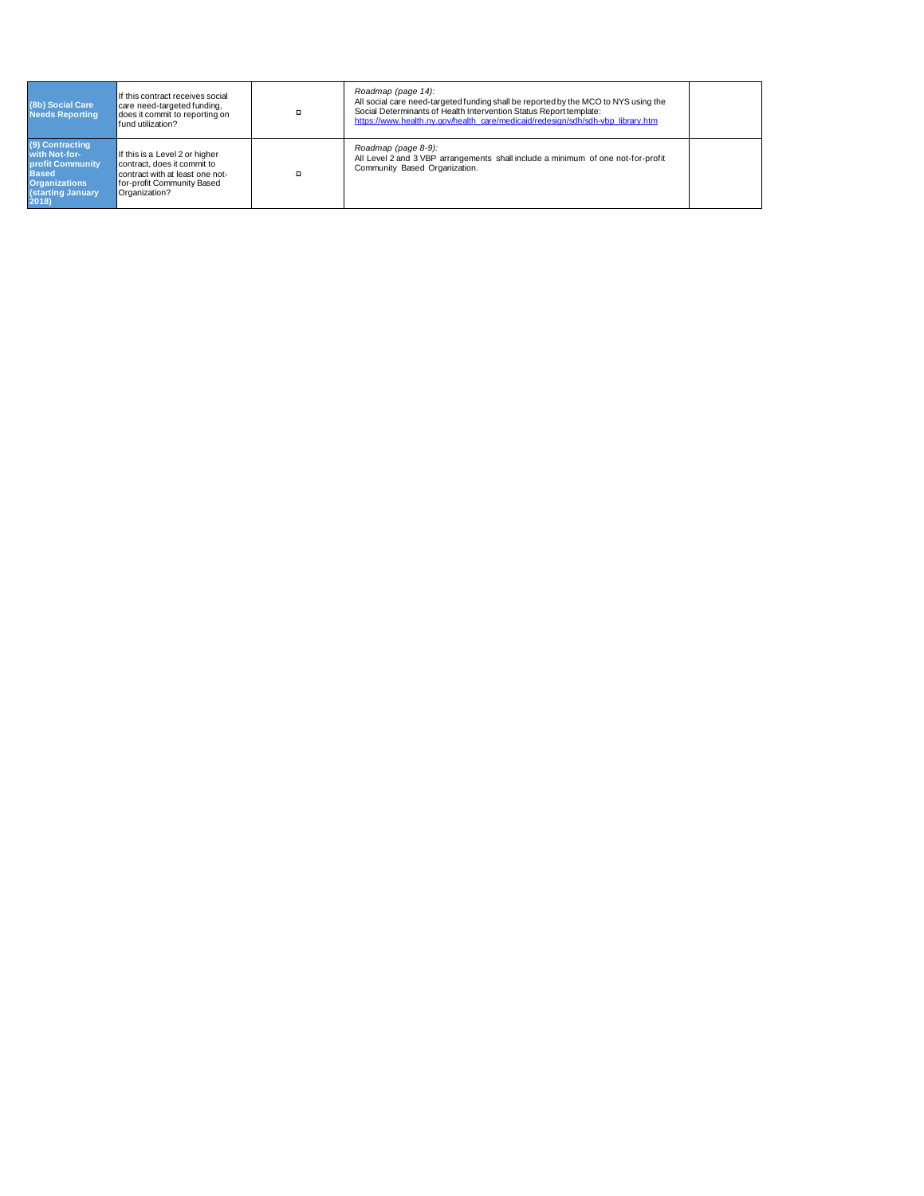| | | | | |
|---|---|---|---|---|
| **(8b) Social Care Needs Reporting** | If this contract receives social care need-targeted funding, does it commit to reporting on fund utilization? | ☐ | *Roadmap (page 14):* All social care need-targeted funding shall be reported by the MCO to NYS using the Social Determinants of Health Intervention Status Report template: https://www.health.ny.gov/health_care/medicaid/redesign/sdh/sdh-vbp_library.htm | |
| **(9) Contracting with Not-for-profit Community Based Organizations (starting January 2018)** | If this is a Level 2 or higher contract, does it commit to contract with at least one not-for-profit Community Based Organization? | ☐ | *Roadmap (page 8-9):* All Level 2 and 3 VBP arrangements shall include a minimum of one not-for-profit Community Based Organization. | |